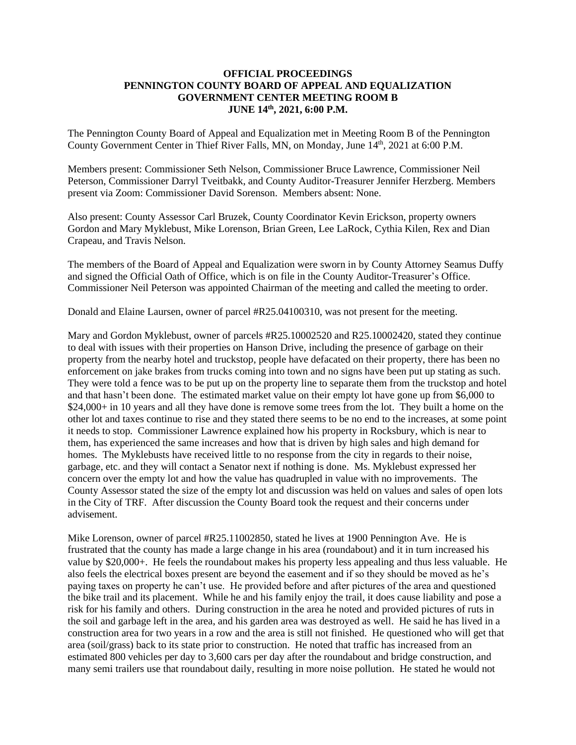# OFFICIAL PROCEEDINGS
# PENNINGTON COUNTY BOARD OF APPEAL AND EQUALIZATION
# GOVERNMENT CENTER MEETING ROOM B
# JUNE 14th, 2021, 6:00 P.M.

The Pennington County Board of Appeal and Equalization met in Meeting Room B of the Pennington County Government Center in Thief River Falls, MN, on Monday, June 14th, 2021 at 6:00 P.M.

Members present: Commissioner Seth Nelson, Commissioner Bruce Lawrence, Commissioner Neil Peterson, Commissioner Darryl Tveitbakk, and County Auditor-Treasurer Jennifer Herzberg. Members present via Zoom: Commissioner David Sorenson. Members absent: None.

Also present: County Assessor Carl Bruzek, County Coordinator Kevin Erickson, property owners Gordon and Mary Myklebust, Mike Lorenson, Brian Green, Lee LaRock, Cythia Kilen, Rex and Dian Crapeau, and Travis Nelson.

The members of the Board of Appeal and Equalization were sworn in by County Attorney Seamus Duffy and signed the Official Oath of Office, which is on file in the County Auditor-Treasurer's Office. Commissioner Neil Peterson was appointed Chairman of the meeting and called the meeting to order.

Donald and Elaine Laursen, owner of parcel #R25.04100310, was not present for the meeting.

Mary and Gordon Myklebust, owner of parcels #R25.10002520 and R25.10002420, stated they continue to deal with issues with their properties on Hanson Drive, including the presence of garbage on their property from the nearby hotel and truckstop, people have defacated on their property, there has been no enforcement on jake brakes from trucks coming into town and no signs have been put up stating as such. They were told a fence was to be put up on the property line to separate them from the truckstop and hotel and that hasn't been done. The estimated market value on their empty lot have gone up from $6,000 to $24,000+ in 10 years and all they have done is remove some trees from the lot. They built a home on the other lot and taxes continue to rise and they stated there seems to be no end to the increases, at some point it needs to stop. Commissioner Lawrence explained how his property in Rocksbury, which is near to them, has experienced the same increases and how that is driven by high sales and high demand for homes. The Myklebusts have received little to no response from the city in regards to their noise, garbage, etc. and they will contact a Senator next if nothing is done. Ms. Myklebust expressed her concern over the empty lot and how the value has quadrupled in value with no improvements. The County Assessor stated the size of the empty lot and discussion was held on values and sales of open lots in the City of TRF. After discussion the County Board took the request and their concerns under advisement.

Mike Lorenson, owner of parcel #R25.11002850, stated he lives at 1900 Pennington Ave. He is frustrated that the county has made a large change in his area (roundabout) and it in turn increased his value by $20,000+. He feels the roundabout makes his property less appealing and thus less valuable. He also feels the electrical boxes present are beyond the easement and if so they should be moved as he's paying taxes on property he can't use. He provided before and after pictures of the area and questioned the bike trail and its placement. While he and his family enjoy the trail, it does cause liability and pose a risk for his family and others. During construction in the area he noted and provided pictures of ruts in the soil and garbage left in the area, and his garden area was destroyed as well. He said he has lived in a construction area for two years in a row and the area is still not finished. He questioned who will get that area (soil/grass) back to its state prior to construction. He noted that traffic has increased from an estimated 800 vehicles per day to 3,600 cars per day after the roundabout and bridge construction, and many semi trailers use that roundabout daily, resulting in more noise pollution. He stated he would not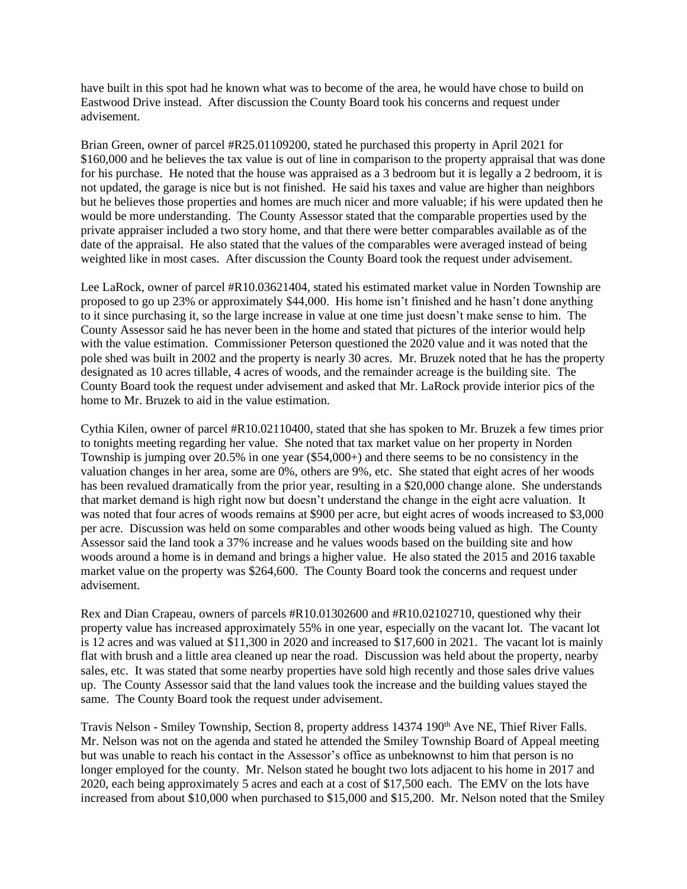have built in this spot had he known what was to become of the area, he would have chose to build on Eastwood Drive instead. After discussion the County Board took his concerns and request under advisement.

Brian Green, owner of parcel #R25.01109200, stated he purchased this property in April 2021 for $160,000 and he believes the tax value is out of line in comparison to the property appraisal that was done for his purchase. He noted that the house was appraised as a 3 bedroom but it is legally a 2 bedroom, it is not updated, the garage is nice but is not finished. He said his taxes and value are higher than neighbors but he believes those properties and homes are much nicer and more valuable; if his were updated then he would be more understanding. The County Assessor stated that the comparable properties used by the private appraiser included a two story home, and that there were better comparables available as of the date of the appraisal. He also stated that the values of the comparables were averaged instead of being weighted like in most cases. After discussion the County Board took the request under advisement.

Lee LaRock, owner of parcel #R10.03621404, stated his estimated market value in Norden Township are proposed to go up 23% or approximately $44,000. His home isn't finished and he hasn't done anything to it since purchasing it, so the large increase in value at one time just doesn't make sense to him. The County Assessor said he has never been in the home and stated that pictures of the interior would help with the value estimation. Commissioner Peterson questioned the 2020 value and it was noted that the pole shed was built in 2002 and the property is nearly 30 acres. Mr. Bruzek noted that he has the property designated as 10 acres tillable, 4 acres of woods, and the remainder acreage is the building site. The County Board took the request under advisement and asked that Mr. LaRock provide interior pics of the home to Mr. Bruzek to aid in the value estimation.

Cythia Kilen, owner of parcel #R10.02110400, stated that she has spoken to Mr. Bruzek a few times prior to tonights meeting regarding her value. She noted that tax market value on her property in Norden Township is jumping over 20.5% in one year ($54,000+) and there seems to be no consistency in the valuation changes in her area, some are 0%, others are 9%, etc. She stated that eight acres of her woods has been revalued dramatically from the prior year, resulting in a $20,000 change alone. She understands that market demand is high right now but doesn't understand the change in the eight acre valuation. It was noted that four acres of woods remains at $900 per acre, but eight acres of woods increased to $3,000 per acre. Discussion was held on some comparables and other woods being valued as high. The County Assessor said the land took a 37% increase and he values woods based on the building site and how woods around a home is in demand and brings a higher value. He also stated the 2015 and 2016 taxable market value on the property was $264,600. The County Board took the concerns and request under advisement.

Rex and Dian Crapeau, owners of parcels #R10.01302600 and #R10.02102710, questioned why their property value has increased approximately 55% in one year, especially on the vacant lot. The vacant lot is 12 acres and was valued at $11,300 in 2020 and increased to $17,600 in 2021. The vacant lot is mainly flat with brush and a little area cleaned up near the road. Discussion was held about the property, nearby sales, etc. It was stated that some nearby properties have sold high recently and those sales drive values up. The County Assessor said that the land values took the increase and the building values stayed the same. The County Board took the request under advisement.

Travis Nelson - Smiley Township, Section 8, property address 14374 190th Ave NE, Thief River Falls. Mr. Nelson was not on the agenda and stated he attended the Smiley Township Board of Appeal meeting but was unable to reach his contact in the Assessor's office as unbeknownst to him that person is no longer employed for the county. Mr. Nelson stated he bought two lots adjacent to his home in 2017 and 2020, each being approximately 5 acres and each at a cost of $17,500 each. The EMV on the lots have increased from about $10,000 when purchased to $15,000 and $15,200. Mr. Nelson noted that the Smiley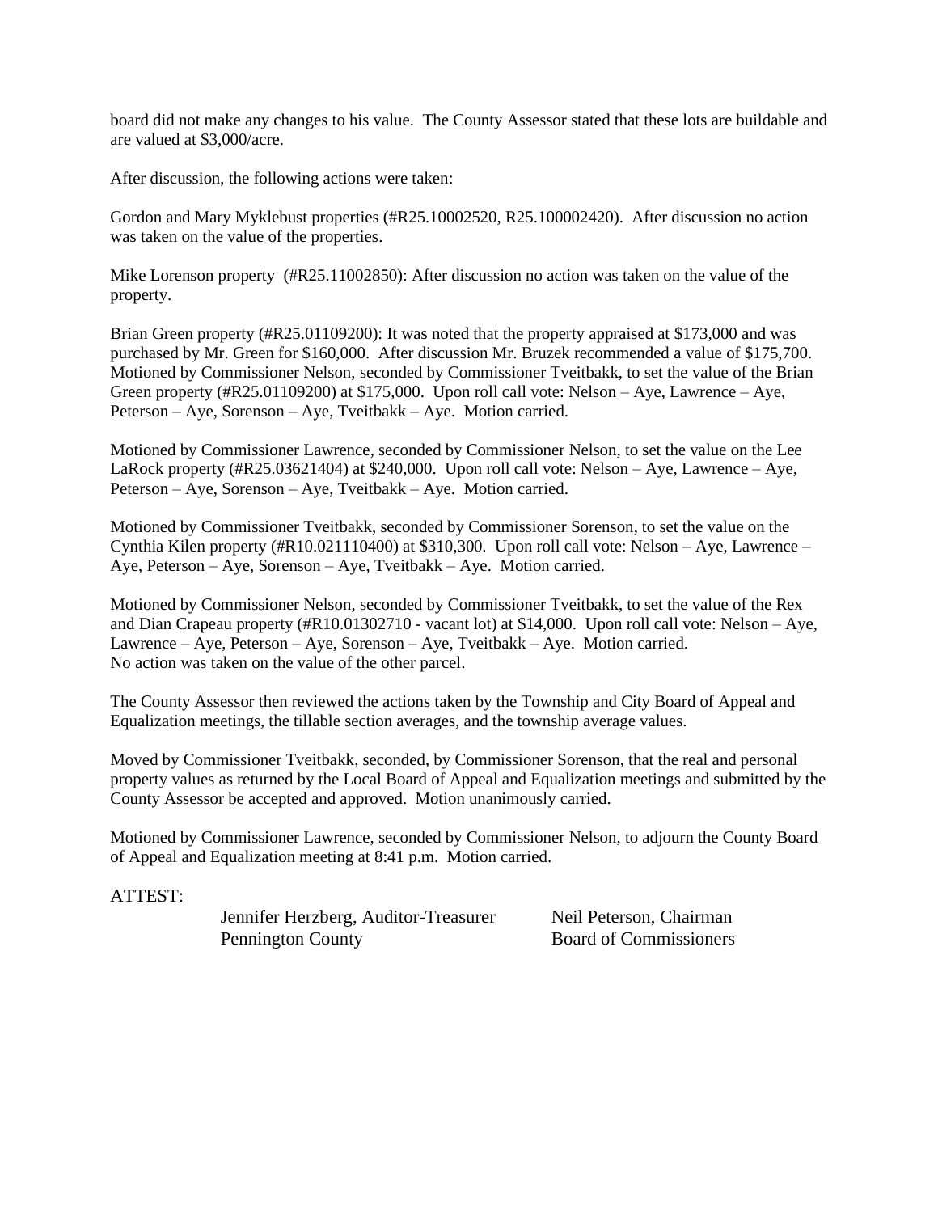board did not make any changes to his value. The County Assessor stated that these lots are buildable and are valued at $3,000/acre.

After discussion, the following actions were taken:

Gordon and Mary Myklebust properties (#R25.10002520, R25.100002420). After discussion no action was taken on the value of the properties.

Mike Lorenson property (#R25.11002850): After discussion no action was taken on the value of the property.

Brian Green property (#R25.01109200): It was noted that the property appraised at $173,000 and was purchased by Mr. Green for $160,000. After discussion Mr. Bruzek recommended a value of $175,700. Motioned by Commissioner Nelson, seconded by Commissioner Tveitbakk, to set the value of the Brian Green property (#R25.01109200) at $175,000. Upon roll call vote: Nelson – Aye, Lawrence – Aye, Peterson – Aye, Sorenson – Aye, Tveitbakk – Aye. Motion carried.

Motioned by Commissioner Lawrence, seconded by Commissioner Nelson, to set the value on the Lee LaRock property (#R25.03621404) at $240,000. Upon roll call vote: Nelson – Aye, Lawrence – Aye, Peterson – Aye, Sorenson – Aye, Tveitbakk – Aye. Motion carried.

Motioned by Commissioner Tveitbakk, seconded by Commissioner Sorenson, to set the value on the Cynthia Kilen property (#R10.021110400) at $310,300. Upon roll call vote: Nelson – Aye, Lawrence – Aye, Peterson – Aye, Sorenson – Aye, Tveitbakk – Aye. Motion carried.

Motioned by Commissioner Nelson, seconded by Commissioner Tveitbakk, to set the value of the Rex and Dian Crapeau property (#R10.01302710 - vacant lot) at $14,000. Upon roll call vote: Nelson – Aye, Lawrence – Aye, Peterson – Aye, Sorenson – Aye, Tveitbakk – Aye. Motion carried.
No action was taken on the value of the other parcel.

The County Assessor then reviewed the actions taken by the Township and City Board of Appeal and Equalization meetings, the tillable section averages, and the township average values.

Moved by Commissioner Tveitbakk, seconded, by Commissioner Sorenson, that the real and personal property values as returned by the Local Board of Appeal and Equalization meetings and submitted by the County Assessor be accepted and approved. Motion unanimously carried.

Motioned by Commissioner Lawrence, seconded by Commissioner Nelson, to adjourn the County Board of Appeal and Equalization meeting at 8:41 p.m. Motion carried.

ATTEST:

Jennifer Herzberg, Auditor-Treasurer
Pennington County

Neil Peterson, Chairman
Board of Commissioners